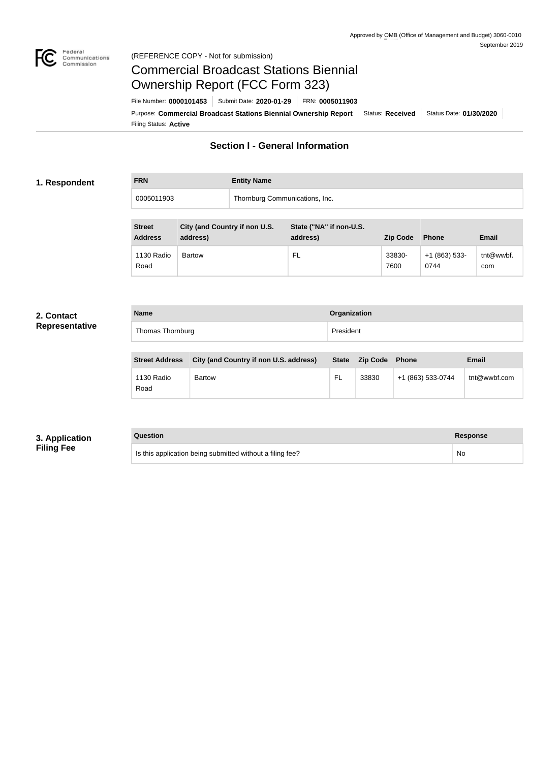Approved by OMB (Office of Management and Budget) 3060-0010
September 2019

(REFERENCE COPY - Not for submission)

# Commercial Broadcast Stations Biennial Ownership Report (FCC Form 323)

File Number: **0000101453** | Submit Date: **2020-01-29** | FRN: **0005011903**

Purpose: **Commercial Broadcast Stations Biennial Ownership Report** | Status: **Received** | Status Date: **01/30/2020**

Filing Status: **Active**

## Section I - General Information

### 1. Respondent

| FRN | Entity Name |
|---|---|
| 0005011903 | Thornburg Communications, Inc. |

| Street Address | City (and Country if non U.S. address) | State ("NA" if non-U.S. address) | Zip Code | Phone | Email |
|---|---|---|---|---|---|
| 1130 Radio Road | Bartow | FL | 33830-7600 | +1 (863) 533-0744 | tnt@wwbf.com |

### 2. Contact Representative

| Name | Organization |
|---|---|
| Thomas Thornburg | President |

| Street Address | City (and Country if non U.S. address) | State | Zip Code | Phone | Email |
|---|---|---|---|---|---|
| 1130 Radio Road | Bartow | FL | 33830 | +1 (863) 533-0744 | tnt@wwbf.com |

### 3. Application Filing Fee

| Question | Response |
|---|---|
| Is this application being submitted without a filing fee? | No |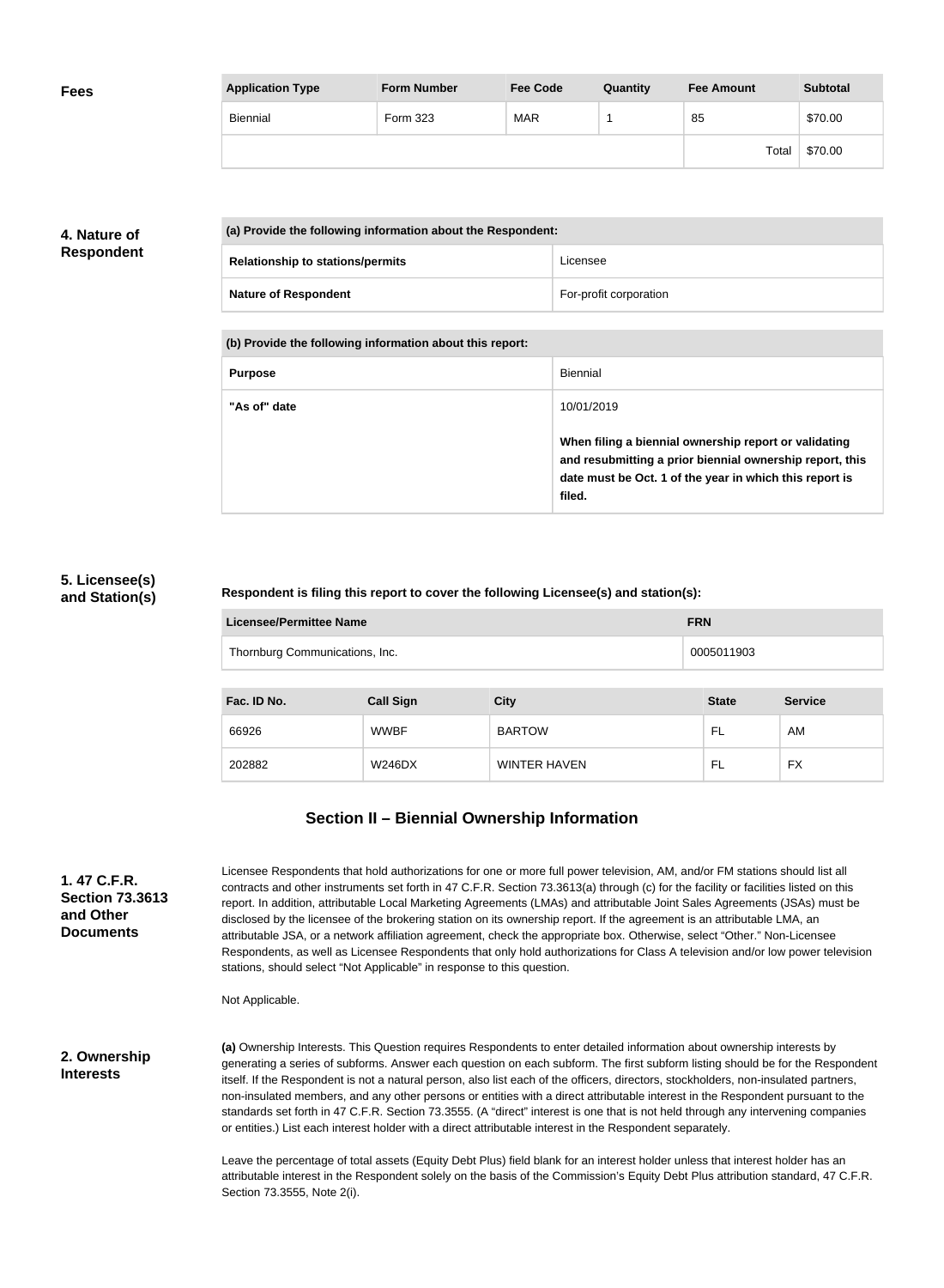## Fees

| Application Type | Form Number | Fee Code | Quantity | Fee Amount | Subtotal |
|---|---|---|---|---|---|
| Biennial | Form 323 | MAR | 1 | 85 | $70.00 |
| | | | | Total | $70.00 |

## 4. Nature of Respondent

| (a) Provide the following information about the Respondent: | |
|---|---|
| Relationship to stations/permits | Licensee |
| Nature of Respondent | For-profit corporation |

| (b) Provide the following information about this report: | |
|---|---|
| Purpose | Biennial |
| "As of" date | 10/01/2019<br><br>**When filing a biennial ownership report or validating and resubmitting a prior biennial ownership report, this date must be Oct. 1 of the year in which this report is filed.** |

## 5. Licensee(s) and Station(s)

**Respondent is filing this report to cover the following Licensee(s) and station(s):**

| Licensee/Permittee Name | FRN |
|---|---|
| Thornburg Communications, Inc. | 0005011903 |

| Fac. ID No. | Call Sign | City | State | Service |
|---|---|---|---|---|
| 66926 | WWBF | BARTOW | FL | AM |
| 202882 | W246DX | WINTER HAVEN | FL | FX |

# Section II – Biennial Ownership Information

## 1. 47 C.F.R. Section 73.3613 and Other Documents

Licensee Respondents that hold authorizations for one or more full power television, AM, and/or FM stations should list all contracts and other instruments set forth in 47 C.F.R. Section 73.3613(a) through (c) for the facility or facilities listed on this report. In addition, attributable Local Marketing Agreements (LMAs) and attributable Joint Sales Agreements (JSAs) must be disclosed by the licensee of the brokering station on its ownership report. If the agreement is an attributable LMA, an attributable JSA, or a network affiliation agreement, check the appropriate box. Otherwise, select "Other." Non-Licensee Respondents, as well as Licensee Respondents that only hold authorizations for Class A television and/or low power television stations, should select "Not Applicable" in response to this question.

Not Applicable.

## 2. Ownership Interests

**(a)** Ownership Interests. This Question requires Respondents to enter detailed information about ownership interests by generating a series of subforms. Answer each question on each subform. The first subform listing should be for the Respondent itself. If the Respondent is not a natural person, also list each of the officers, directors, stockholders, non-insulated partners, non-insulated members, and any other persons or entities with a direct attributable interest in the Respondent pursuant to the standards set forth in 47 C.F.R. Section 73.3555. (A "direct" interest is one that is not held through any intervening companies or entities.) List each interest holder with a direct attributable interest in the Respondent separately.

Leave the percentage of total assets (Equity Debt Plus) field blank for an interest holder unless that interest holder has an attributable interest in the Respondent solely on the basis of the Commission's Equity Debt Plus attribution standard, 47 C.F.R. Section 73.3555, Note 2(i).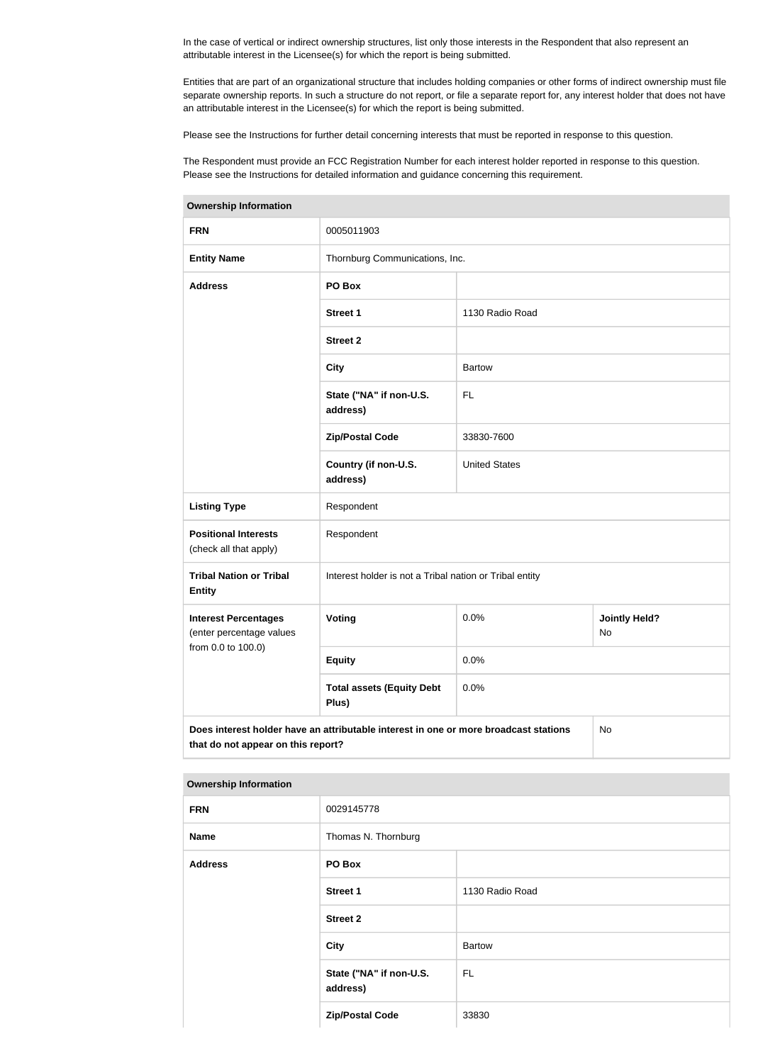In the case of vertical or indirect ownership structures, list only those interests in the Respondent that also represent an attributable interest in the Licensee(s) for which the report is being submitted.

Entities that are part of an organizational structure that includes holding companies or other forms of indirect ownership must file separate ownership reports. In such a structure do not report, or file a separate report for, any interest holder that does not have an attributable interest in the Licensee(s) for which the report is being submitted.

Please see the Instructions for further detail concerning interests that must be reported in response to this question.

The Respondent must provide an FCC Registration Number for each interest holder reported in response to this question. Please see the Instructions for detailed information and guidance concerning this requirement.

| Ownership Information | | | |
|---|---|---|---|
| **FRN** | 0005011903 | | |
| **Entity Name** | Thornburg Communications, Inc. | | |
| **Address** | **PO Box** | | |
| | **Street 1** | 1130 Radio Road | |
| | **Street 2** | | |
| | **City** | Bartow | |
| | **State ("NA" if non-U.S. address)** | FL | |
| | **Zip/Postal Code** | 33830-7600 | |
| | **Country (if non-U.S. address)** | United States | |
| **Listing Type** | Respondent | | |
| **Positional Interests** (check all that apply) | Respondent | | |
| **Tribal Nation or Tribal Entity** | Interest holder is not a Tribal nation or Tribal entity | | |
| **Interest Percentages** (enter percentage values from 0.0 to 100.0) | **Voting** | 0.0% | **Jointly Held?** No |
| | **Equity** | 0.0% | |
| | **Total assets (Equity Debt Plus)** | 0.0% | |
| **Does interest holder have an attributable interest in one or more broadcast stations that do not appear on this report?** | | | No |

| Ownership Information | | |
|---|---|---|
| **FRN** | 0029145778 | |
| **Name** | Thomas N. Thornburg | |
| **Address** | **PO Box** | |
| | **Street 1** | 1130 Radio Road |
| | **Street 2** | |
| | **City** | Bartow |
| | **State ("NA" if non-U.S. address)** | FL |
| | **Zip/Postal Code** | 33830 |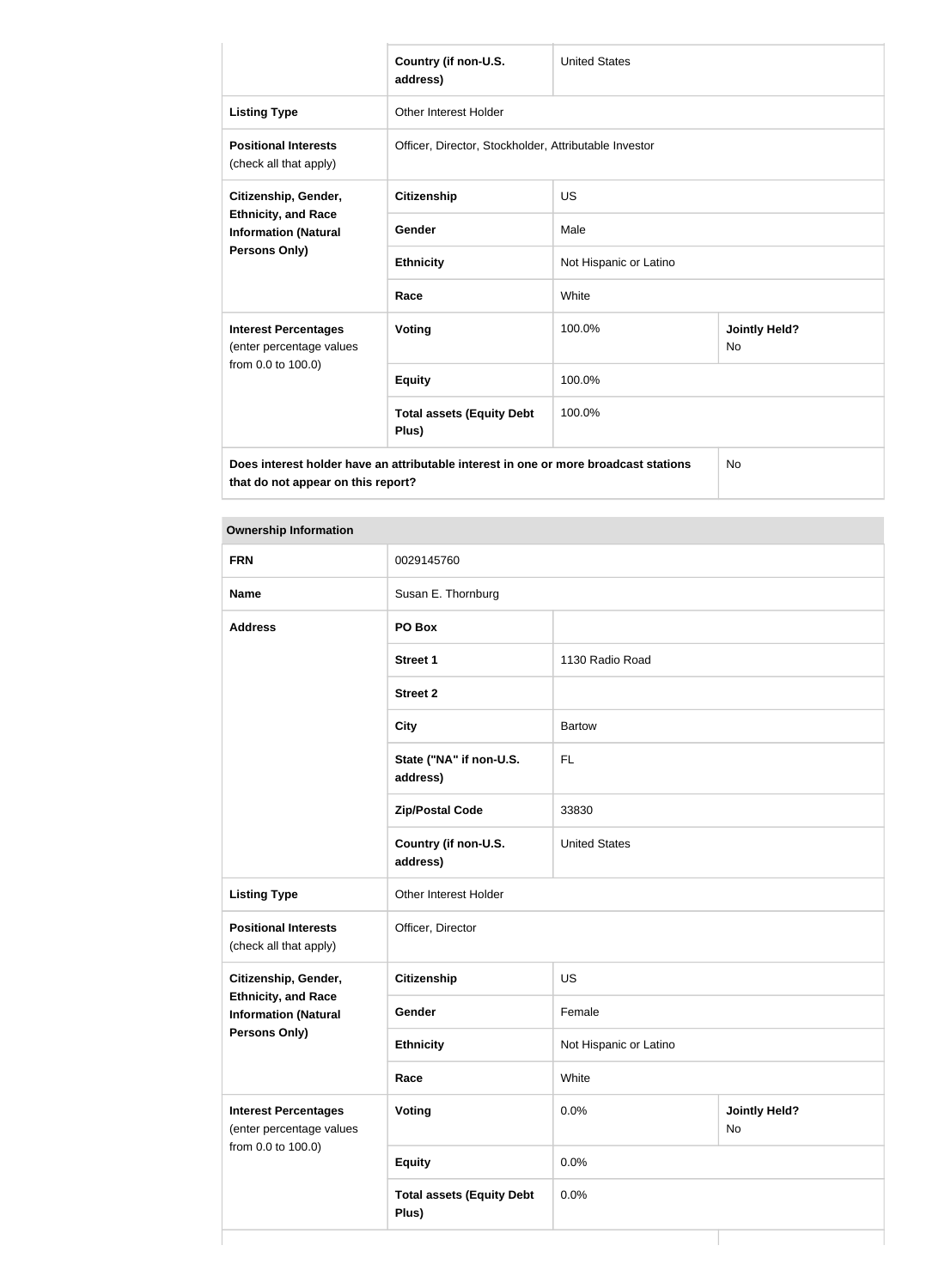| | | | |
|---|---|---|---|
| | Country (if non-U.S. address) | United States | |
| **Listing Type** | Other Interest Holder | | |
| **Positional Interests** (check all that apply) | Officer, Director, Stockholder, Attributable Investor | | |
| **Citizenship, Gender, Ethnicity, and Race Information (Natural Persons Only)** | **Citizenship** | US | |
| | **Gender** | Male | |
| | **Ethnicity** | Not Hispanic or Latino | |
| | **Race** | White | |
| **Interest Percentages** (enter percentage values from 0.0 to 100.0) | **Voting** | 100.0% | **Jointly Held?** No |
| | **Equity** | 100.0% | |
| | **Total assets (Equity Debt Plus)** | 100.0% | |
| **Does interest holder have an attributable interest in one or more broadcast stations that do not appear on this report?** | | | No |

| **Ownership Information** | | | |
|---|---|---|---|
| **FRN** | 0029145760 | | |
| **Name** | Susan E. Thornburg | | |
| **Address** | **PO Box** | | |
| | **Street 1** | 1130 Radio Road | |
| | **Street 2** | | |
| | **City** | Bartow | |
| | **State ("NA" if non-U.S. address)** | FL | |
| | **Zip/Postal Code** | 33830 | |
| | **Country (if non-U.S. address)** | United States | |
| **Listing Type** | Other Interest Holder | | |
| **Positional Interests** (check all that apply) | Officer, Director | | |
| **Citizenship, Gender, Ethnicity, and Race Information (Natural Persons Only)** | **Citizenship** | US | |
| | **Gender** | Female | |
| | **Ethnicity** | Not Hispanic or Latino | |
| | **Race** | White | |
| **Interest Percentages** (enter percentage values from 0.0 to 100.0) | **Voting** | 0.0% | **Jointly Held?** No |
| | **Equity** | 0.0% | |
| | **Total assets (Equity Debt Plus)** | 0.0% | |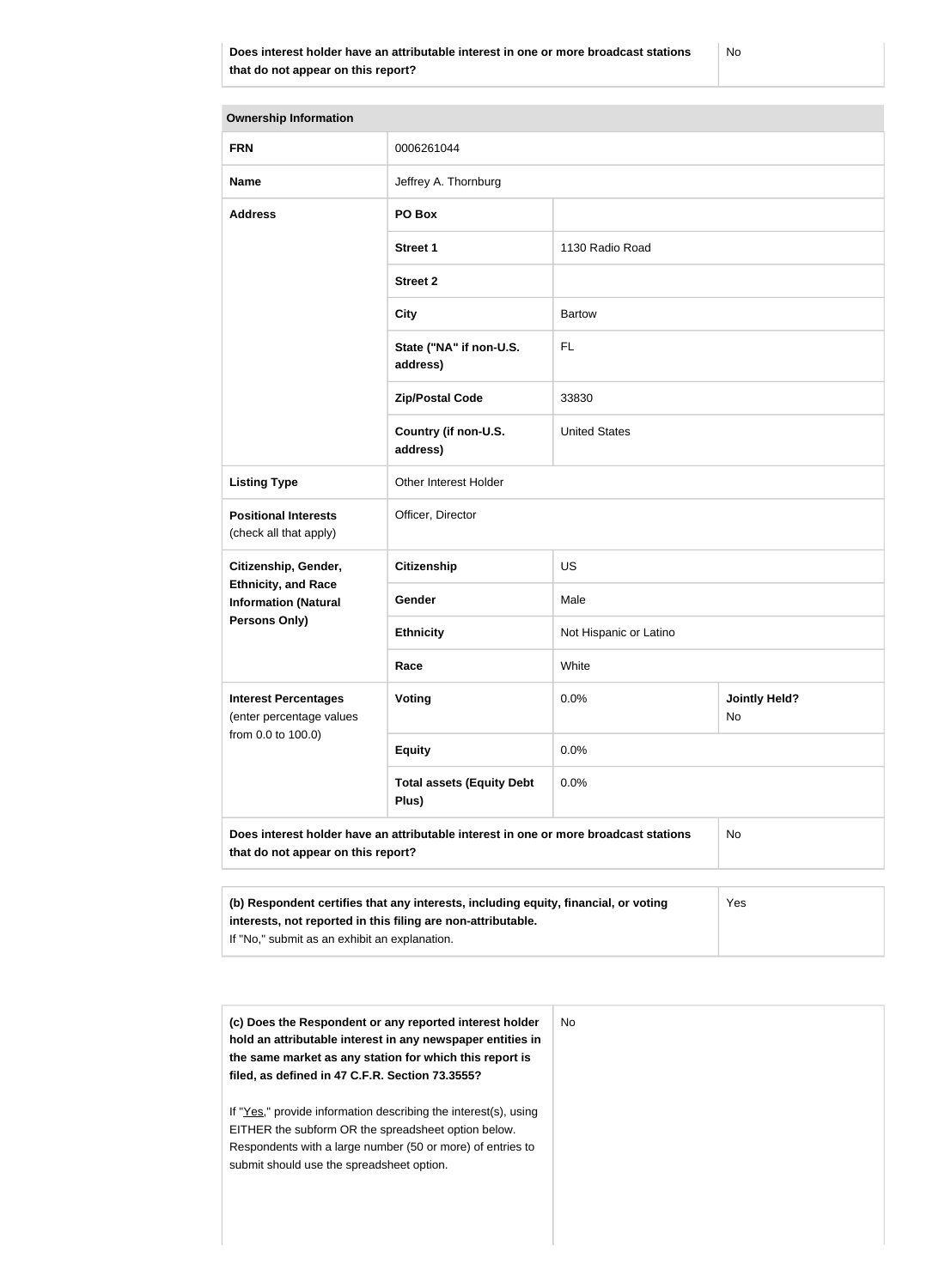| Does interest holder have an attributable interest in one or more broadcast stations that do not appear on this report? | No |
|---|---|

| Ownership Information | | | |
|---|---|---|---|
| **FRN** | 0006261044 | | |
| **Name** | Jeffrey A. Thornburg | | |
| **Address** | **PO Box** | | |
| | **Street 1** | 1130 Radio Road | |
| | **Street 2** | | |
| | **City** | Bartow | |
| | **State ("NA" if non-U.S. address)** | FL | |
| | **Zip/Postal Code** | 33830 | |
| | **Country (if non-U.S. address)** | United States | |
| **Listing Type** | Other Interest Holder | | |
| **Positional Interests** (check all that apply) | Officer, Director | | |
| **Citizenship, Gender, Ethnicity, and Race Information (Natural Persons Only)** | **Citizenship** | US | |
| | **Gender** | Male | |
| | **Ethnicity** | Not Hispanic or Latino | |
| | **Race** | White | |
| **Interest Percentages** (enter percentage values from 0.0 to 100.0) | **Voting** | 0.0% | **Jointly Held?** No |
| | **Equity** | 0.0% | |
| | **Total assets (Equity Debt Plus)** | 0.0% | |
| **Does interest holder have an attributable interest in one or more broadcast stations that do not appear on this report?** | | | No |

| **(b) Respondent certifies that any interests, including equity, financial, or voting interests, not reported in this filing are non-attributable.** If "No," submit as an exhibit an explanation. | Yes |
|---|---|

| **(c) Does the Respondent or any reported interest holder hold an attributable interest in any newspaper entities in the same market as any station for which this report is filed, as defined in 47 C.F.R. Section 73.3555?** <br><br> If "Yes," provide information describing the interest(s), using EITHER the subform OR the spreadsheet option below. Respondents with a large number (50 or more) of entries to submit should use the spreadsheet option. | No |
|---|---|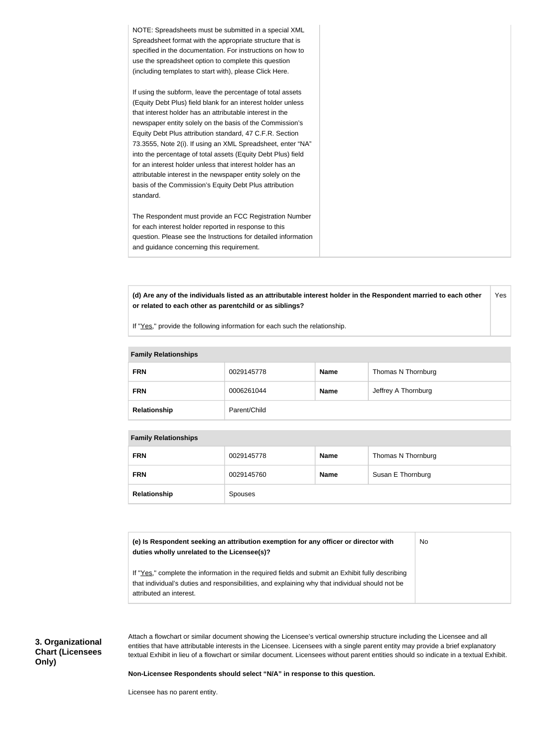| | |
|---|---|
| NOTE: Spreadsheets must be submitted in a special XML Spreadsheet format with the appropriate structure that is specified in the documentation. For instructions on how to use the spreadsheet option to complete this question (including templates to start with), please Click Here.<br><br>If using the subform, leave the percentage of total assets (Equity Debt Plus) field blank for an interest holder unless that interest holder has an attributable interest in the newspaper entity solely on the basis of the Commission's Equity Debt Plus attribution standard, 47 C.F.R. Section 73.3555, Note 2(i). If using an XML Spreadsheet, enter "NA" into the percentage of total assets (Equity Debt Plus) field for an interest holder unless that interest holder has an attributable interest in the newspaper entity solely on the basis of the Commission's Equity Debt Plus attribution standard.<br><br>The Respondent must provide an FCC Registration Number for each interest holder reported in response to this question. Please see the Instructions for detailed information and guidance concerning this requirement. | |

| | |
|---|---|
| **(d) Are any of the individuals listed as an attributable interest holder in the Respondent married to each other or related to each other as parentchild or as siblings?**<br><br>If "Yes," provide the following information for each such the relationship. | Yes |

| **Family Relationships** | | | |
|---|---|---|---|
| **FRN** | 0029145778 | **Name** | Thomas N Thornburg |
| **FRN** | 0006261044 | **Name** | Jeffrey A Thornburg |
| **Relationship** | Parent/Child | | |

| **Family Relationships** | | | |
|---|---|---|---|
| **FRN** | 0029145778 | **Name** | Thomas N Thornburg |
| **FRN** | 0029145760 | **Name** | Susan E Thornburg |
| **Relationship** | Spouses | | |

| | |
|---|---|
| **(e) Is Respondent seeking an attribution exemption for any officer or director with duties wholly unrelated to the Licensee(s)?**<br><br>If "Yes," complete the information in the required fields and submit an Exhibit fully describing that individual's duties and responsibilities, and explaining why that individual should not be attributed an interest. | No |

### 3. Organizational Chart (Licensees Only)

Attach a flowchart or similar document showing the Licensee's vertical ownership structure including the Licensee and all entities that have attributable interests in the Licensee. Licensees with a single parent entity may provide a brief explanatory textual Exhibit in lieu of a flowchart or similar document. Licensees without parent entities should so indicate in a textual Exhibit.

**Non-Licensee Respondents should select "N/A" in response to this question.**

Licensee has no parent entity.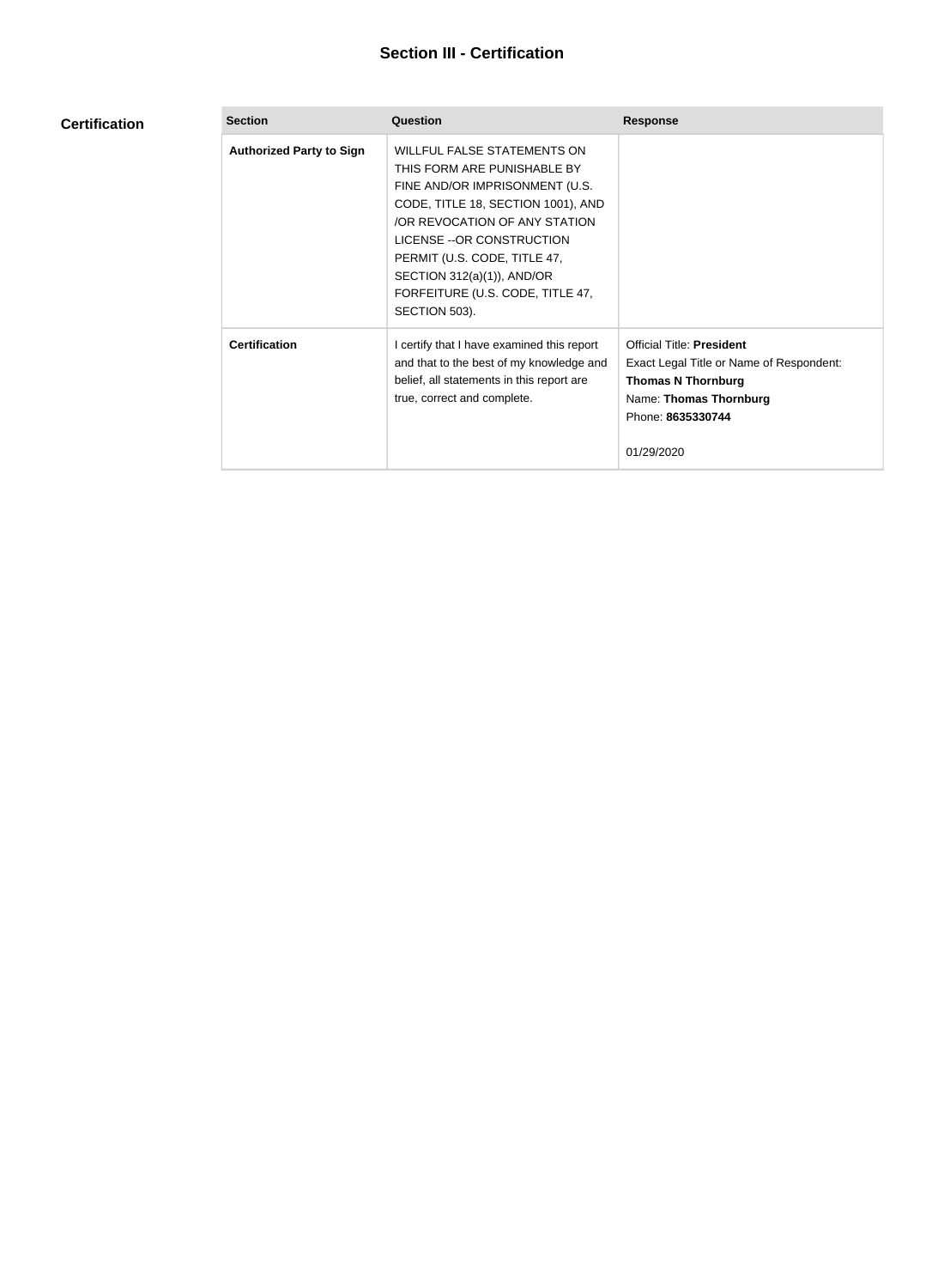# Section III - Certification

**Certification**

| Section | Question | Response |
|---|---|---|
| **Authorized Party to Sign** | WILLFUL FALSE STATEMENTS ON THIS FORM ARE PUNISHABLE BY FINE AND/OR IMPRISONMENT (U.S. CODE, TITLE 18, SECTION 1001), AND /OR REVOCATION OF ANY STATION LICENSE --OR CONSTRUCTION PERMIT (U.S. CODE, TITLE 47, SECTION 312(a)(1)), AND/OR FORFEITURE (U.S. CODE, TITLE 47, SECTION 503). | |
| **Certification** | I certify that I have examined this report and that to the best of my knowledge and belief, all statements in this report are true, correct and complete. | Official Title: **President**<br>Exact Legal Title or Name of Respondent: **Thomas N Thornburg**<br>Name: **Thomas Thornburg**<br>Phone: **8635330744**<br><br>01/29/2020 |